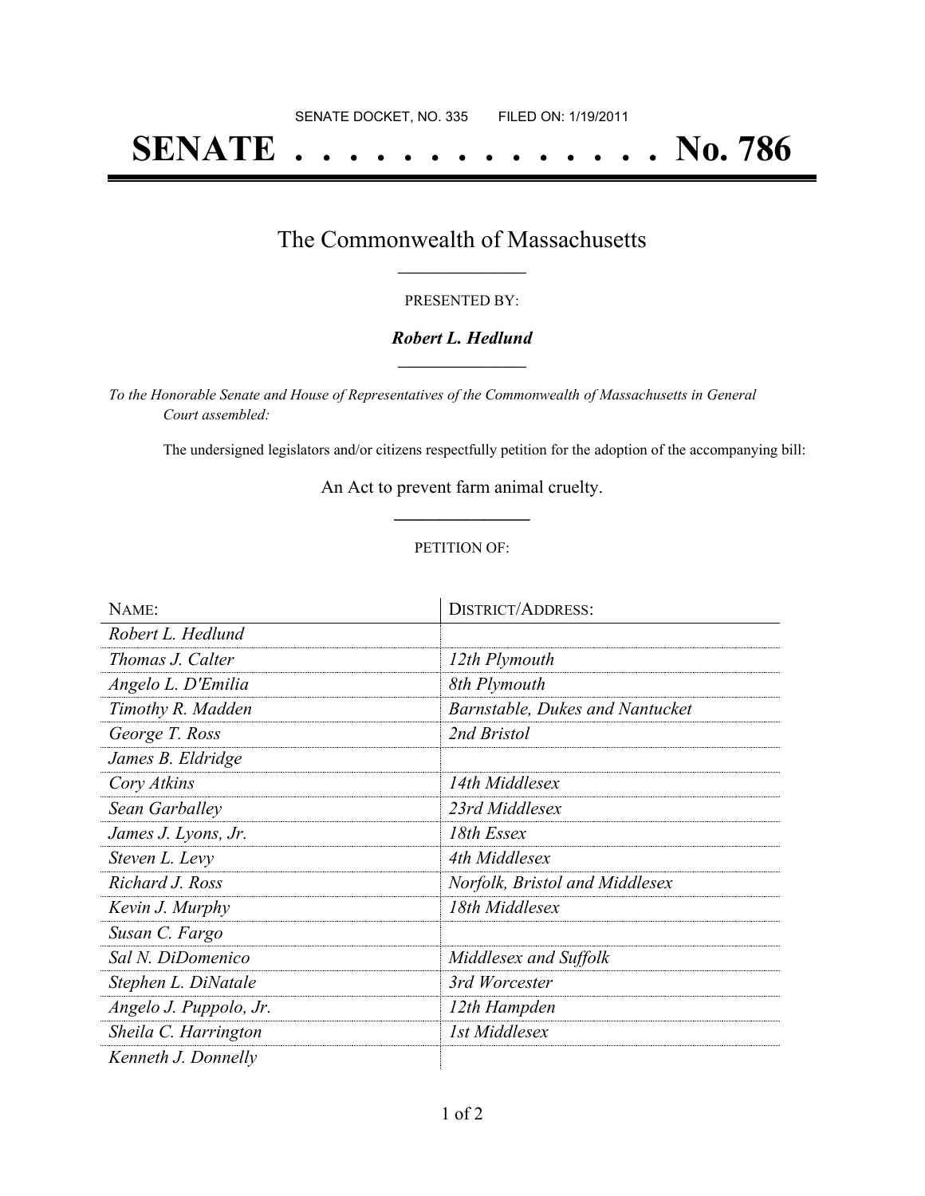SENATE DOCKET, NO. 335        FILED ON: 1/19/2011

# SENATE . . . . . . . . . . . . . . No. 786

## The Commonwealth of Massachusetts

PRESENTED BY:

***Robert L. Hedlund***

*To the Honorable Senate and House of Representatives of the Commonwealth of Massachusetts in General Court assembled:*

The undersigned legislators and/or citizens respectfully petition for the adoption of the accompanying bill:

An Act to prevent farm animal cruelty.

PETITION OF:

| NAME: | DISTRICT/ADDRESS: |
|---|---|
| *Robert L. Hedlund* | |
| *Thomas J. Calter* | *12th Plymouth* |
| *Angelo L. D'Emilia* | *8th Plymouth* |
| *Timothy R. Madden* | *Barnstable, Dukes and Nantucket* |
| *George T. Ross* | *2nd Bristol* |
| *James B. Eldridge* | |
| *Cory Atkins* | *14th Middlesex* |
| *Sean Garballey* | *23rd Middlesex* |
| *James J. Lyons, Jr.* | *18th Essex* |
| *Steven L. Levy* | *4th Middlesex* |
| *Richard J. Ross* | *Norfolk, Bristol and Middlesex* |
| *Kevin J. Murphy* | *18th Middlesex* |
| *Susan C. Fargo* | |
| *Sal N. DiDomenico* | *Middlesex and Suffolk* |
| *Stephen L. DiNatale* | *3rd Worcester* |
| *Angelo J. Puppolo, Jr.* | *12th Hampden* |
| *Sheila C. Harrington* | *1st Middlesex* |
| *Kenneth J. Donnelly* | |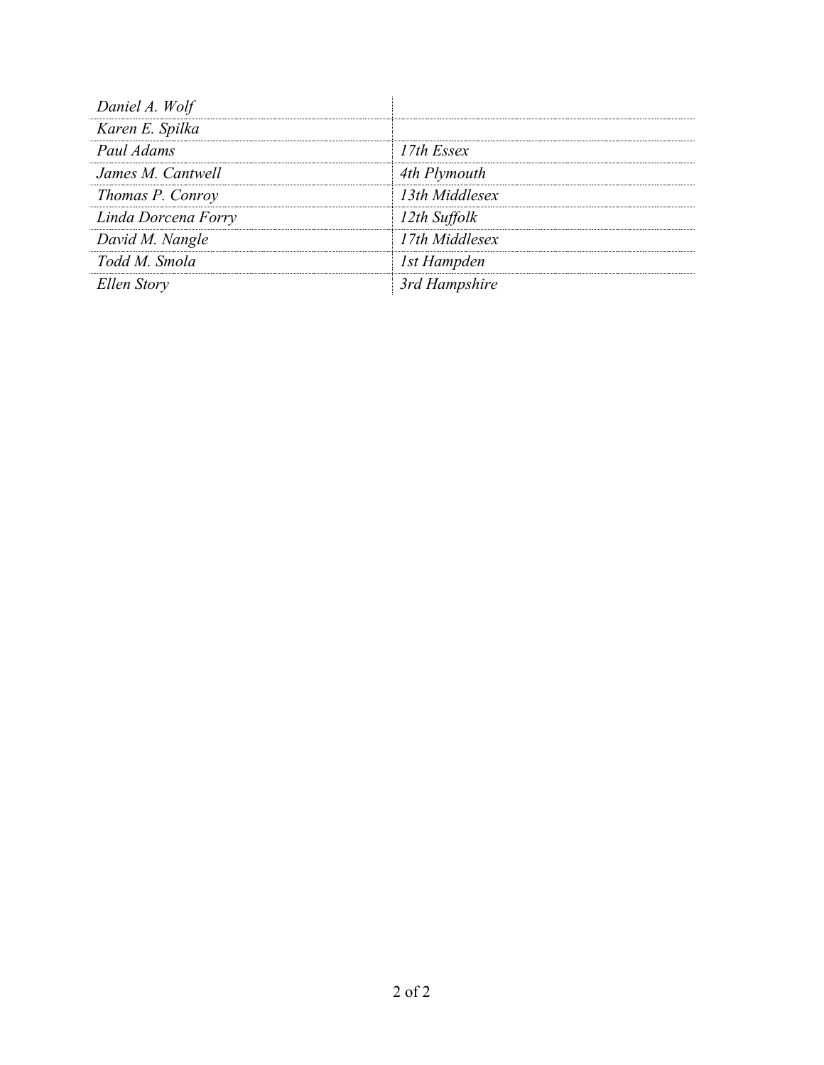| | |
|---|---|
| *Daniel A. Wolf* | |
| *Karen E. Spilka* | |
| *Paul Adams* | *17th Essex* |
| *James M. Cantwell* | *4th Plymouth* |
| *Thomas P. Conroy* | *13th Middlesex* |
| *Linda Dorcena Forry* | *12th Suffolk* |
| *David M. Nangle* | *17th Middlesex* |
| *Todd M. Smola* | *1st Hampden* |
| *Ellen Story* | *3rd Hampshire* |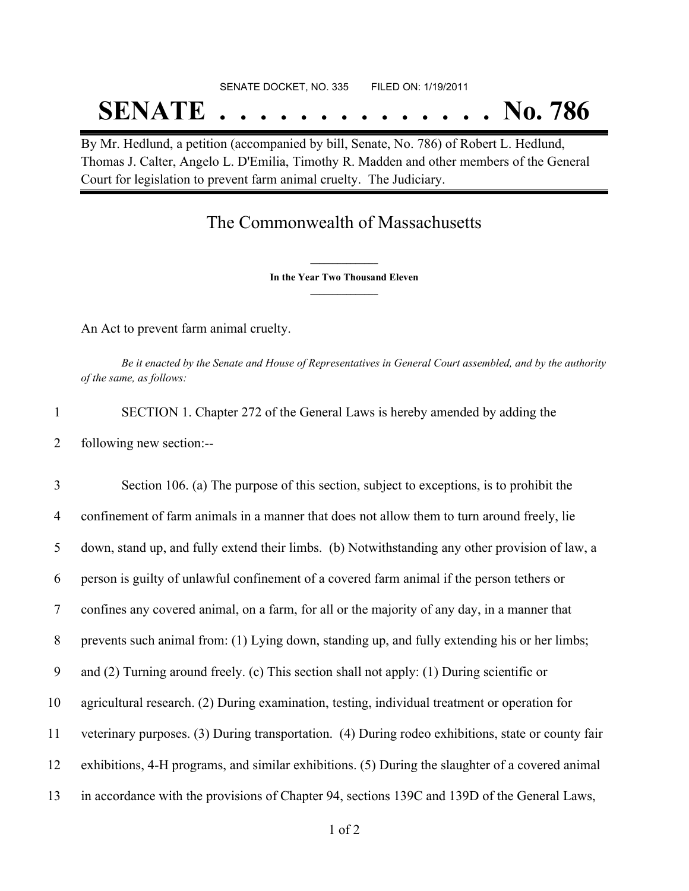SENATE DOCKET, NO. 335        FILED ON: 1/19/2011

# SENATE . . . . . . . . . . . . . . No. 786

By Mr. Hedlund, a petition (accompanied by bill, Senate, No. 786) of Robert L. Hedlund, Thomas J. Calter, Angelo L. D'Emilia, Timothy R. Madden and other members of the General Court for legislation to prevent farm animal cruelty. The Judiciary.

## The Commonwealth of Massachusetts

**In the Year Two Thousand Eleven**

An Act to prevent farm animal cruelty.

*Be it enacted by the Senate and House of Representatives in General Court assembled, and by the authority of the same, as follows:*

1 SECTION 1. Chapter 272 of the General Laws is hereby amended by adding the
2 following new section:--

3 Section 106. (a) The purpose of this section, subject to exceptions, is to prohibit the
4 confinement of farm animals in a manner that does not allow them to turn around freely, lie
5 down, stand up, and fully extend their limbs. (b) Notwithstanding any other provision of law, a
6 person is guilty of unlawful confinement of a covered farm animal if the person tethers or
7 confines any covered animal, on a farm, for all or the majority of any day, in a manner that
8 prevents such animal from: (1) Lying down, standing up, and fully extending his or her limbs;
9 and (2) Turning around freely. (c) This section shall not apply: (1) During scientific or
10 agricultural research. (2) During examination, testing, individual treatment or operation for
11 veterinary purposes. (3) During transportation. (4) During rodeo exhibitions, state or county fair
12 exhibitions, 4-H programs, and similar exhibitions. (5) During the slaughter of a covered animal
13 in accordance with the provisions of Chapter 94, sections 139C and 139D of the General Laws,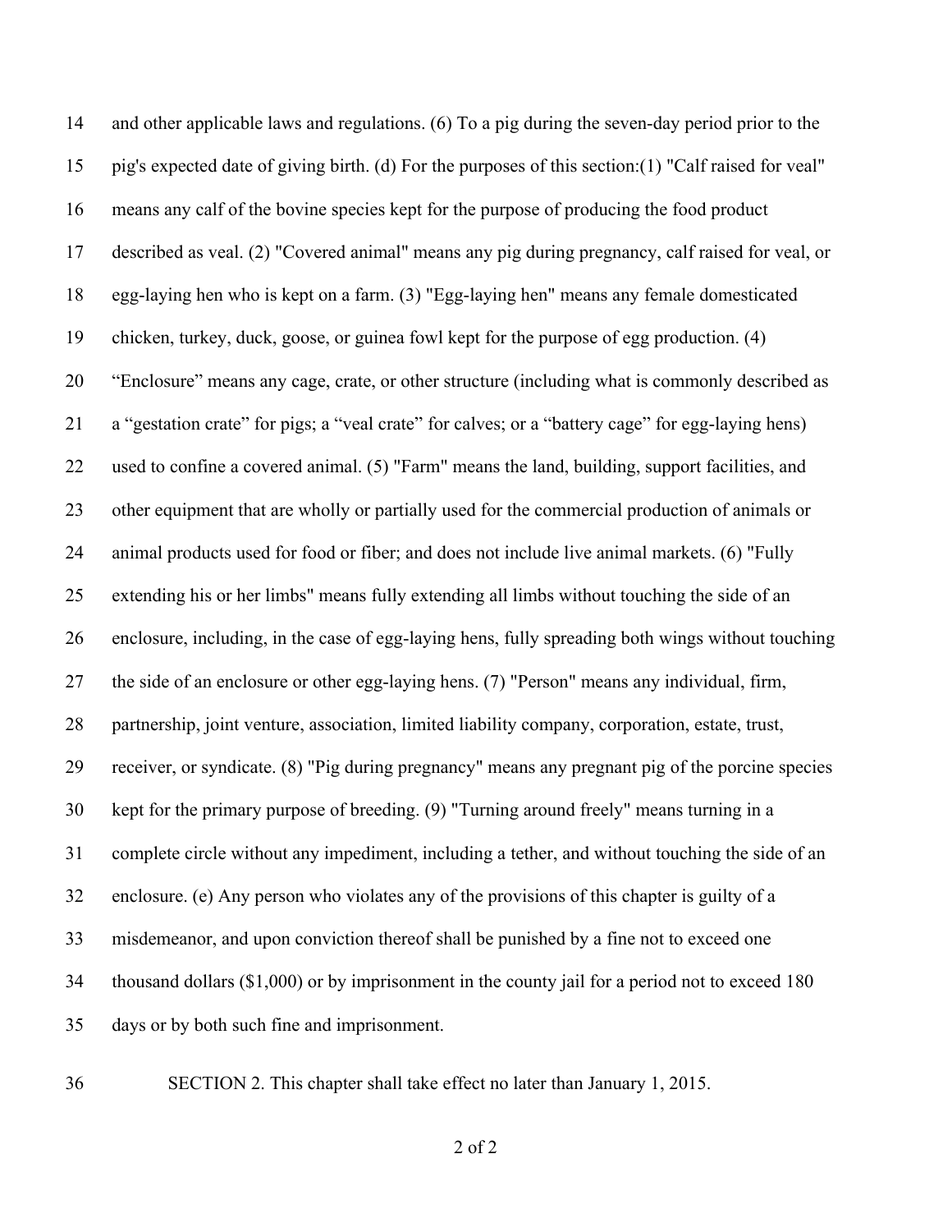and other applicable laws and regulations. (6) To a pig during the seven-day period prior to the pig's expected date of giving birth. (d) For the purposes of this section:(1) "Calf raised for veal" means any calf of the bovine species kept for the purpose of producing the food product described as veal. (2) "Covered animal" means any pig during pregnancy, calf raised for veal, or egg-laying hen who is kept on a farm. (3) "Egg-laying hen" means any female domesticated chicken, turkey, duck, goose, or guinea fowl kept for the purpose of egg production. (4) "Enclosure" means any cage, crate, or other structure (including what is commonly described as a "gestation crate" for pigs; a "veal crate" for calves; or a "battery cage" for egg-laying hens) used to confine a covered animal. (5) "Farm" means the land, building, support facilities, and other equipment that are wholly or partially used for the commercial production of animals or animal products used for food or fiber; and does not include live animal markets. (6) "Fully extending his or her limbs" means fully extending all limbs without touching the side of an enclosure, including, in the case of egg-laying hens, fully spreading both wings without touching the side of an enclosure or other egg-laying hens. (7) "Person" means any individual, firm, partnership, joint venture, association, limited liability company, corporation, estate, trust, receiver, or syndicate. (8) "Pig during pregnancy" means any pregnant pig of the porcine species kept for the primary purpose of breeding. (9) "Turning around freely" means turning in a complete circle without any impediment, including a tether, and without touching the side of an enclosure. (e) Any person who violates any of the provisions of this chapter is guilty of a misdemeanor, and upon conviction thereof shall be punished by a fine not to exceed one thousand dollars ($1,000) or by imprisonment in the county jail for a period not to exceed 180 days or by both such fine and imprisonment.

SECTION 2. This chapter shall take effect no later than January 1, 2015.